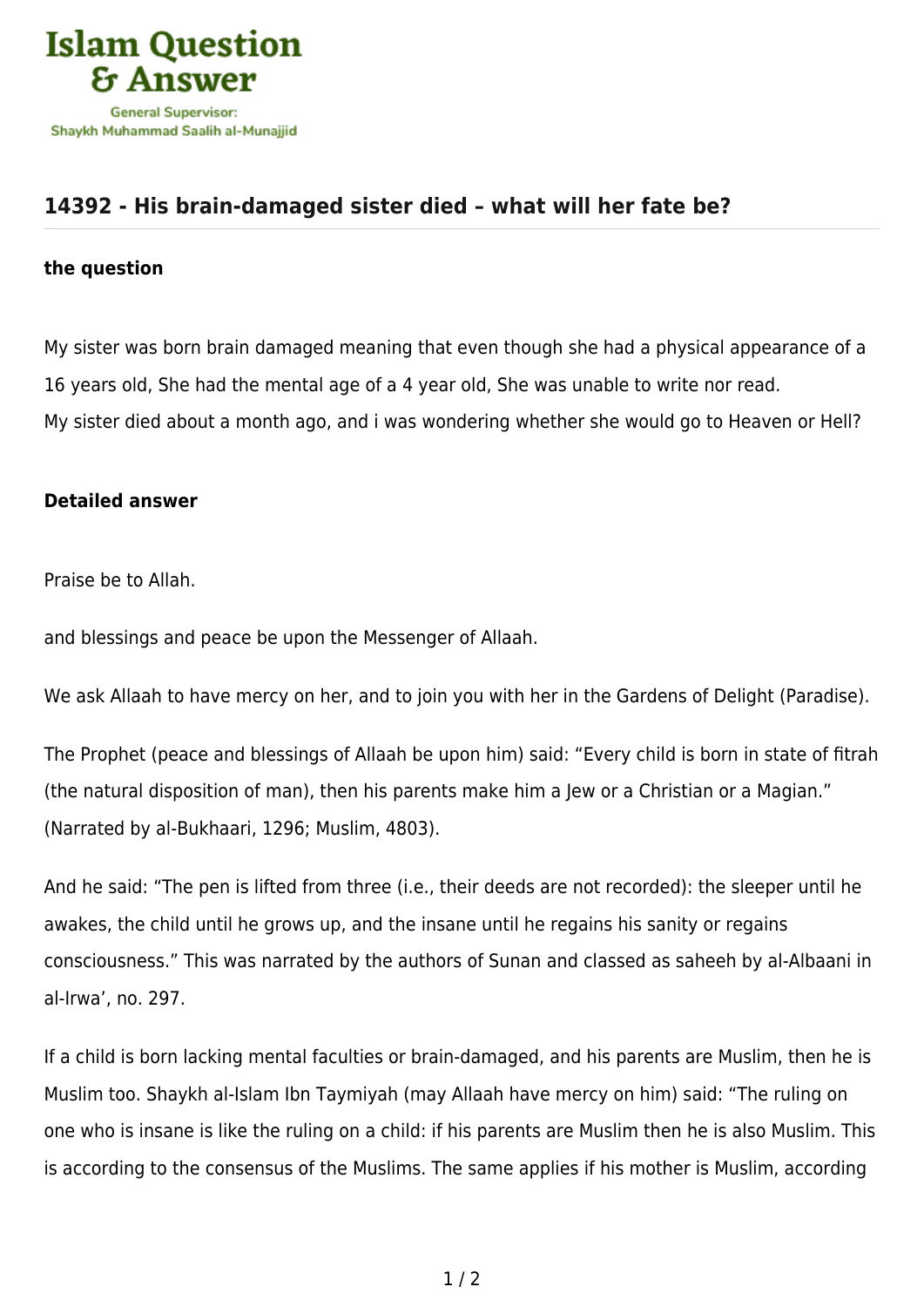# Islam Question & Answer

General Supervisor: Shaykh Muhammad Saalih al-Munajjid

## 14392 - His brain-damaged sister died – what will her fate be?

### the question

My sister was born brain damaged meaning that even though she had a physical appearance of a 16 years old, She had the mental age of a 4 year old, She was unable to write nor read.
My sister died about a month ago, and i was wondering whether she would go to Heaven or Hell?

### Detailed answer

Praise be to Allah.

and blessings and peace be upon the Messenger of Allaah.

We ask Allaah to have mercy on her, and to join you with her in the Gardens of Delight (Paradise).

The Prophet (peace and blessings of Allaah be upon him) said: "Every child is born in state of fitrah (the natural disposition of man), then his parents make him a Jew or a Christian or a Magian." (Narrated by al-Bukhaari, 1296; Muslim, 4803).

And he said: "The pen is lifted from three (i.e., their deeds are not recorded): the sleeper until he awakes, the child until he grows up, and the insane until he regains his sanity or regains consciousness." This was narrated by the authors of Sunan and classed as saheeh by al-Albaani in al-Irwa', no. 297.

If a child is born lacking mental faculties or brain-damaged, and his parents are Muslim, then he is Muslim too. Shaykh al-Islam Ibn Taymiyah (may Allaah have mercy on him) said: "The ruling on one who is insane is like the ruling on a child: if his parents are Muslim then he is also Muslim. This is according to the consensus of the Muslims. The same applies if his mother is Muslim, according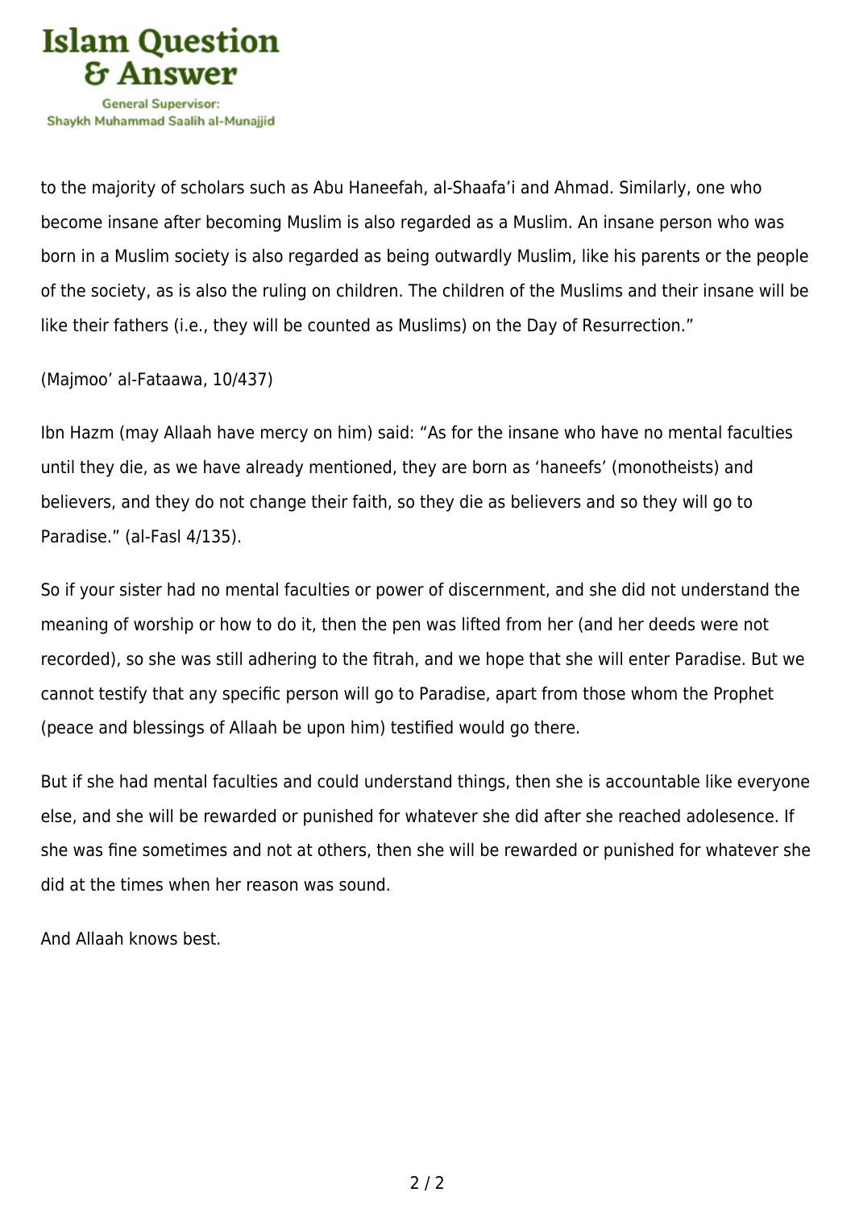to the majority of scholars such as Abu Haneefah, al-Shaafa'i and Ahmad. Similarly, one who become insane after becoming Muslim is also regarded as a Muslim. An insane person who was born in a Muslim society is also regarded as being outwardly Muslim, like his parents or the people of the society, as is also the ruling on children. The children of the Muslims and their insane will be like their fathers (i.e., they will be counted as Muslims) on the Day of Resurrection."

(Majmoo' al-Fataawa, 10/437)

Ibn Hazm (may Allaah have mercy on him) said: "As for the insane who have no mental faculties until they die, as we have already mentioned, they are born as 'haneefs' (monotheists) and believers, and they do not change their faith, so they die as believers and so they will go to Paradise." (al-Fasl 4/135).

So if your sister had no mental faculties or power of discernment, and she did not understand the meaning of worship or how to do it, then the pen was lifted from her (and her deeds were not recorded), so she was still adhering to the fitrah, and we hope that she will enter Paradise. But we cannot testify that any specific person will go to Paradise, apart from those whom the Prophet (peace and blessings of Allaah be upon him) testified would go there.

But if she had mental faculties and could understand things, then she is accountable like everyone else, and she will be rewarded or punished for whatever she did after she reached adolesence. If she was fine sometimes and not at others, then she will be rewarded or punished for whatever she did at the times when her reason was sound.

And Allaah knows best.